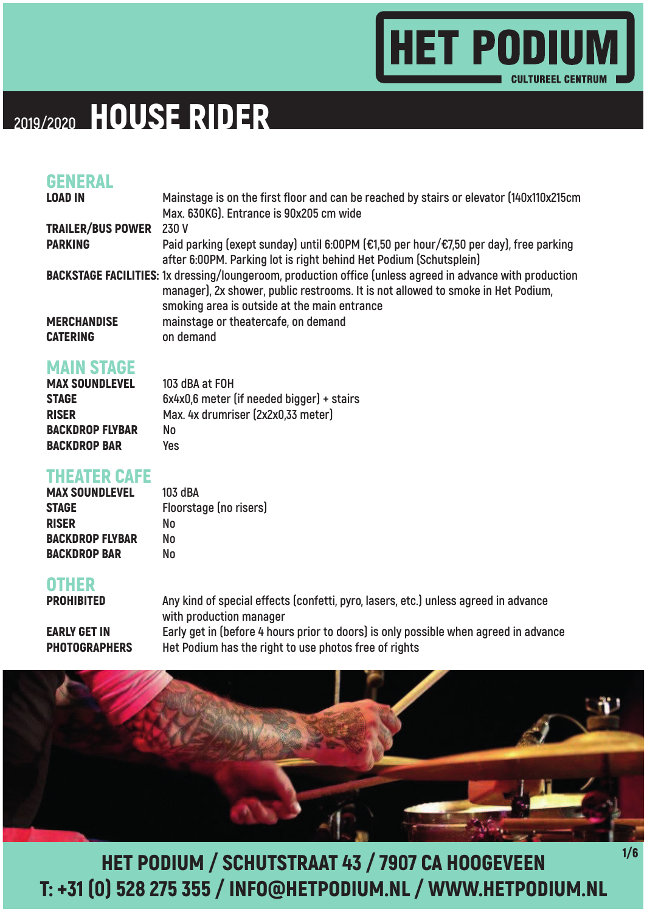# HET PODIUM

CULTUREEL CENTRUM

# 2019/2020 HOUSE RIDER

## GENERAL

| | |
|---|---|
| **LOAD IN** | Mainstage is on the first floor and can be reached by stairs or elevator (140x110x215cm Max. 630KG). Entrance is 90x205 cm wide |
| **TRAILER/BUS POWER** | 230 V |
| **PARKING** | Paid parking (exept sunday) until 6:00PM (€1,50 per hour/€7,50 per day), free parking after 6:00PM. Parking lot is right behind Het Podium (Schutsplein) |
| **BACKSTAGE FACILITIES:** | 1x dressing/loungeroom, production office (unless agreed in advance with production manager), 2x shower, public restrooms. It is not allowed to smoke in Het Podium, smoking area is outside at the main entrance |
| **MERCHANDISE** | mainstage or theatercafe, on demand |
| **CATERING** | on demand |

## MAIN STAGE

| | |
|---|---|
| **MAX SOUNDLEVEL** | 103 dBA at FOH |
| **STAGE** | 6x4x0,6 meter (if needed bigger) + stairs |
| **RISER** | Max. 4x drumriser (2x2x0,33 meter) |
| **BACKDROP FLYBAR** | No |
| **BACKDROP BAR** | Yes |

## THEATER CAFE

| | |
|---|---|
| **MAX SOUNDLEVEL** | 103 dBA |
| **STAGE** | Floorstage (no risers) |
| **RISER** | No |
| **BACKDROP FLYBAR** | No |
| **BACKDROP BAR** | No |

## OTHER

| | |
|---|---|
| **PROHIBITED** | Any kind of special effects (confetti, pyro, lasers, etc.) unless agreed in advance with production manager |
| **EARLY GET IN** | Early get in (before 4 hours prior to doors) is only possible when agreed in advance |
| **PHOTOGRAPHERS** | Het Podium has the right to use photos free of rights |

HET PODIUM / SCHUTSTRAAT 43 / 7907 CA HOOGEVEEN
T: +31 (0) 528 275 355 / INFO@HETPODIUM.NL / WWW.HETPODIUM.NL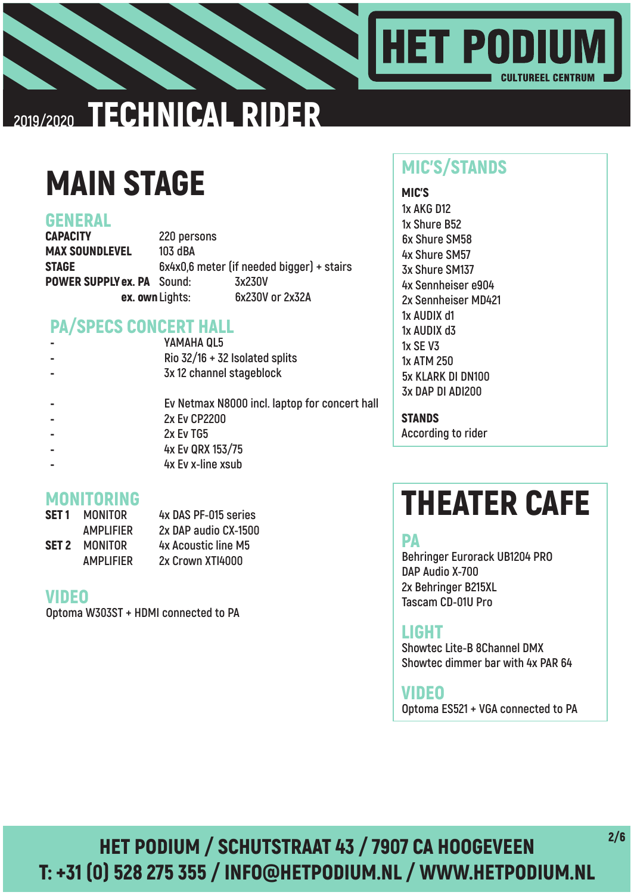HET PODIUM
CULTUREEL CENTRUM

2019/2020 **TECHNICAL RIDER**

# MAIN STAGE

## GENERAL

| | | |
|---|---|---|
| **CAPACITY** | 220 persons | |
| **MAX SOUNDLEVEL** | 103 dBA | |
| **STAGE** | 6x4x0,6 meter (if needed bigger) + stairs | |
| **POWER SUPPLY ex. PA** | Sound: | 3x230V |
| **ex. own** | Lights: | 6x230V or 2x32A |

## PA/SPECS CONCERT HALL

- YAMAHA QL5
- Rio 32/16 + 32 Isolated splits
- 3x 12 channel stageblock

- Ev Netmax N8000 incl. laptop for concert hall
- 2x Ev CP2200
- 2x Ev TG5
- 4x Ev QRX 153/75
- 4x Ev x-line xsub

## MONITORING

| | | |
|---|---|---|
| **SET 1** | MONITOR | 4x DAS PF-015 series |
| | AMPLIFIER | 2x DAP audio CX-1500 |
| **SET 2** | MONITOR | 4x Acoustic line M5 |
| | AMPLIFIER | 2x Crown XTI4000 |

## VIDEO

Optoma W303ST + HDMI connected to PA

## MIC'S/STANDS

**MIC'S**

1x AKG D12
1x Shure B52
6x Shure SM58
4x Shure SM57
3x Shure SM137
4x Sennheiser e904
2x Sennheiser MD421
1x AUDIX d1
1x AUDIX d3
1x SE V3
1x ATM 250
5x KLARK DI DN100
3x DAP DI ADI200

**STANDS**

According to rider

# THEATER CAFE

## PA

Behringer Eurorack UB1204 PRO
DAP Audio X-700
2x Behringer B215XL
Tascam CD-01U Pro

## LIGHT

Showtec Lite-B 8Channel DMX
Showtec dimmer bar with 4x PAR 64

## VIDEO

Optoma ES521 + VGA connected to PA

HET PODIUM / SCHUTSTRAAT 43 / 7907 CA HOOGEVEEN
T: +31 (0) 528 275 355 / INFO@HETPODIUM.NL / WWW.HETPODIUM.NL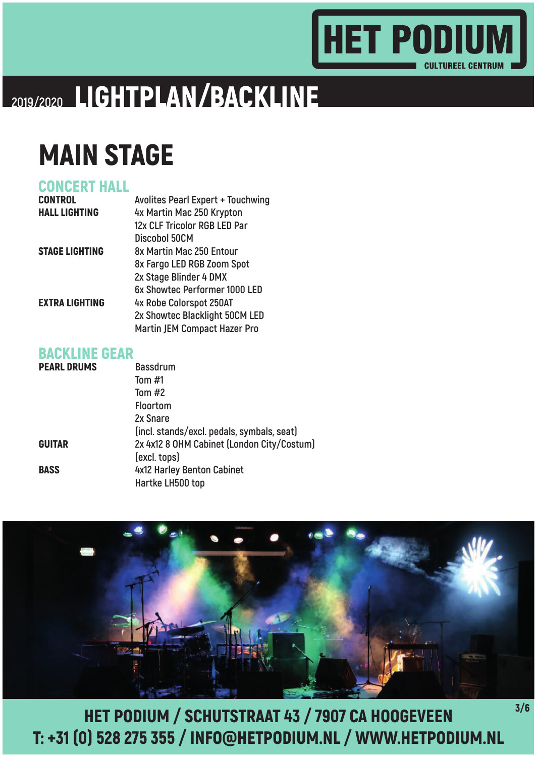# 2019/2020 LIGHTPLAN/BACKLINE

## MAIN STAGE

### CONCERT HALL

| | |
|---|---|
| **CONTROL** | Avolites Pearl Expert + Touchwing |
| **HALL LIGHTING** | 4x Martin Mac 250 Krypton |
| | 12x CLF Tricolor RGB LED Par |
| | Discobol 50CM |
| **STAGE LIGHTING** | 8x Martin Mac 250 Entour |
| | 8x Fargo LED RGB Zoom Spot |
| | 2x Stage Blinder 4 DMX |
| | 6x Showtec Performer 1000 LED |
| **EXTRA LIGHTING** | 4x Robe Colorspot 250AT |
| | 2x Showtec Blacklight 50CM LED |
| | Martin JEM Compact Hazer Pro |

### BACKLINE GEAR

| | |
|---|---|
| **PEARL DRUMS** | Bassdrum |
| | Tom #1 |
| | Tom #2 |
| | Floortom |
| | 2x Snare |
| | (incl. stands/excl. pedals, symbals, seat) |
| **GUITAR** | 2x 4x12 8 OHM Cabinet (London City/Costum) |
| | (excl. tops) |
| **BASS** | 4x12 Harley Benton Cabinet |
| | Hartke LH500 top |

HET PODIUM / SCHUTSTRAAT 43 / 7907 CA HOOGEVEEN
T: +31 (0) 528 275 355 / INFO@HETPODIUM.NL / WWW.HETPODIUM.NL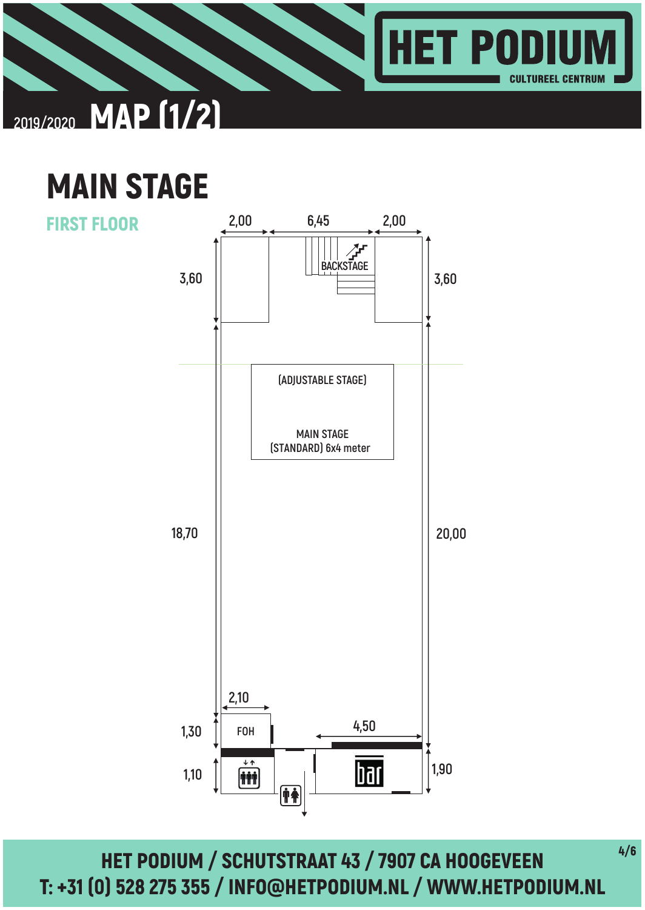# HET PODIUM

CULTUREEL CENTRUM

2019/2020 **MAP (1/2)**

## MAIN STAGE

### FIRST FLOOR

2,00 | 6,45 | 2,00

3,60 | BACKSTAGE | 3,60

(ADJUSTABLE STAGE)

MAIN STAGE
(STANDARD) 6x4 meter

18,70 | 20,00

2,10

1,30 | FOH | 4,50

1,10 | bar | 1,90

**HET PODIUM / SCHUTSTRAAT 43 / 7907 CA HOOGEVEEN**
**T: +31 (0) 528 275 355 / INFO@HETPODIUM.NL / WWW.HETPODIUM.NL**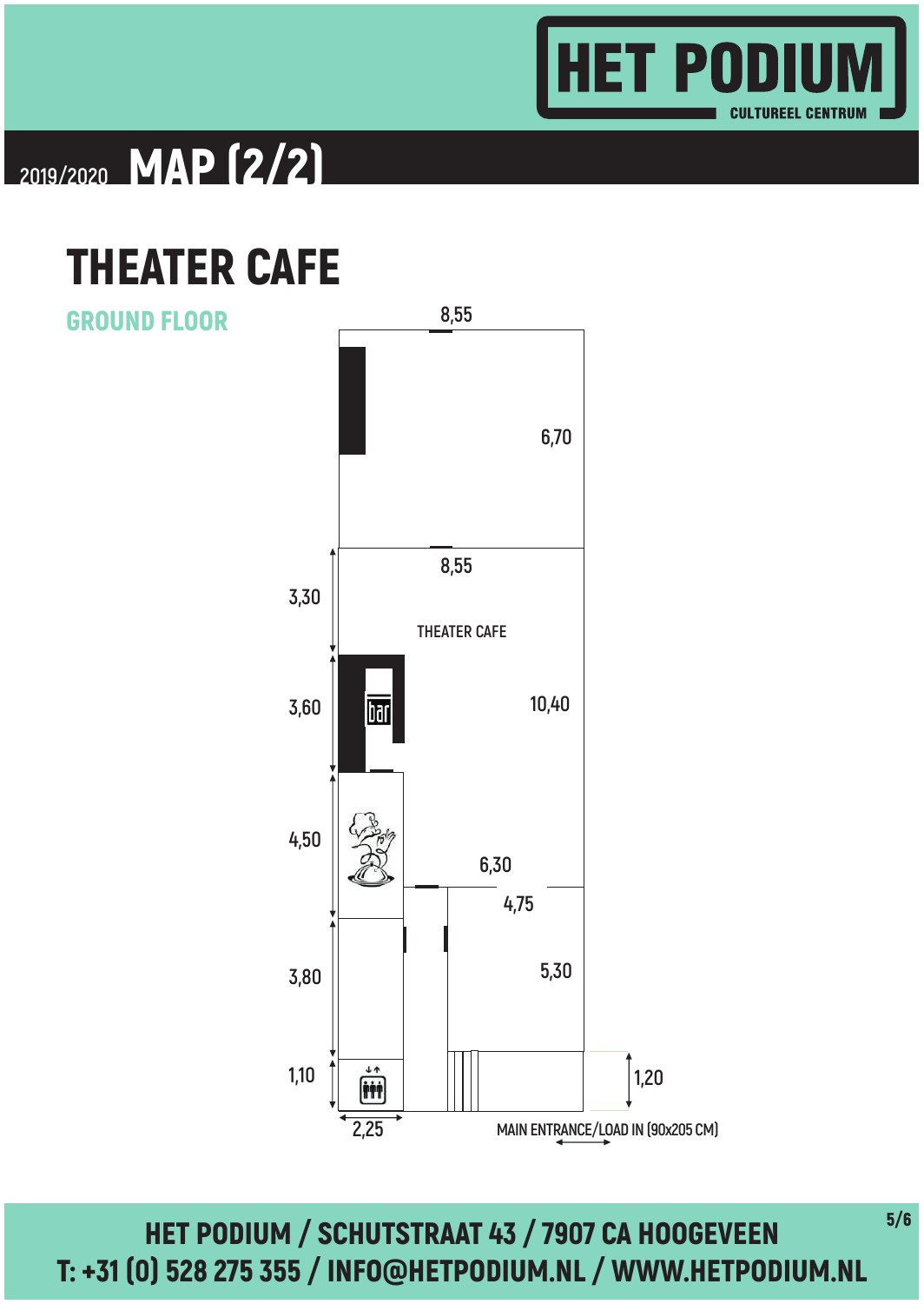HET PODIUM
CULTUREEL CENTRUM

2019/2020 **MAP (2/2)**

# THEATER CAFE

## GROUND FLOOR

8,55

6,70

8,55

3,30

THEATER CAFE

3,60

bar

10,40

4,50

6,30

4,75

3,80

5,30

1,10

1,20

2,25

MAIN ENTRANCE/LOAD IN (90x205 CM)

**HET PODIUM / SCHUTSTRAAT 43 / 7907 CA HOOGEVEEN**
**T: +31 (0) 528 275 355 / INFO@HETPODIUM.NL / WWW.HETPODIUM.NL**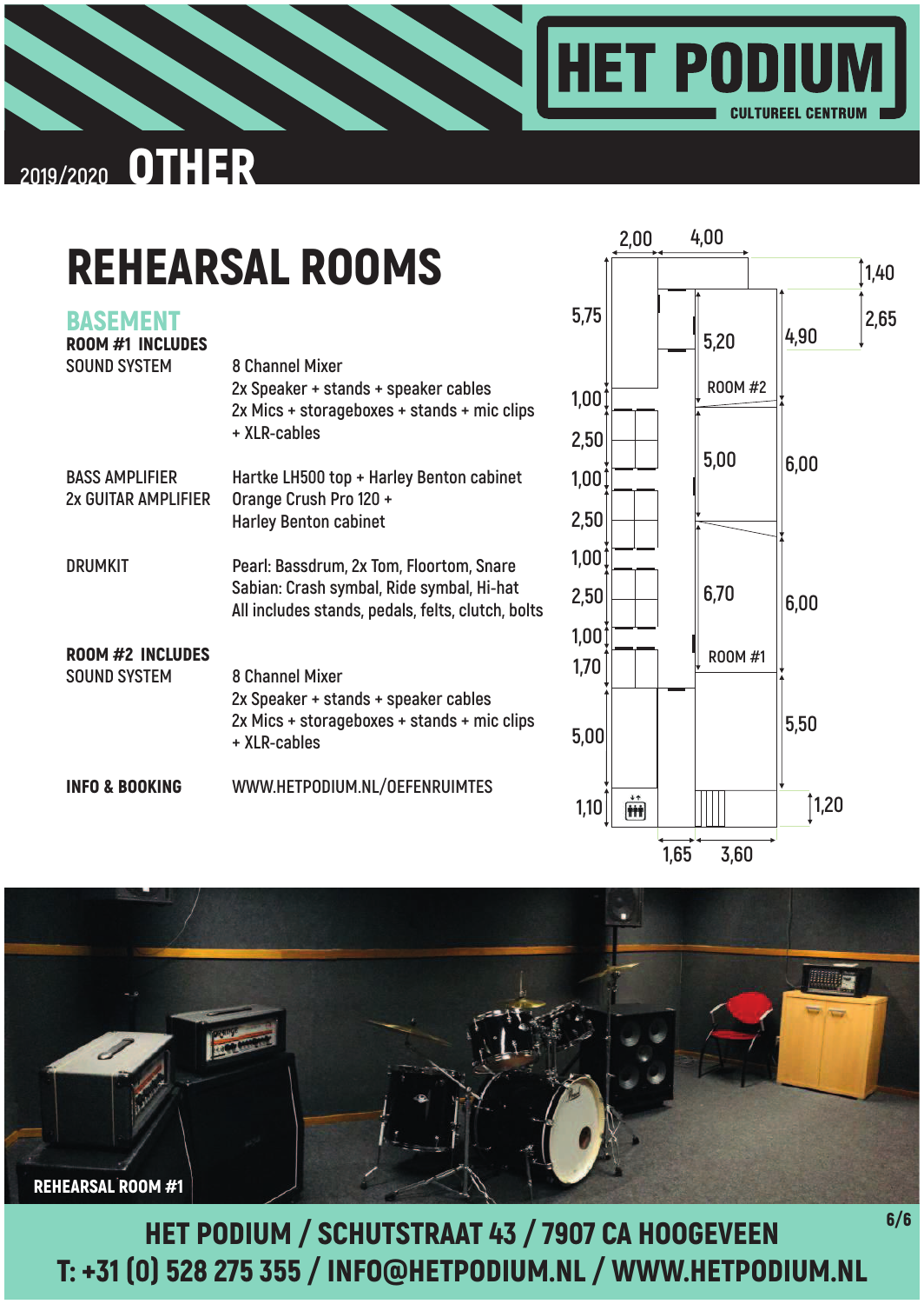HET PODIUM
CULTUREEL CENTRUM

2019/2020 **OTHER**

# REHEARSAL ROOMS

## BASEMENT

**ROOM #1 INCLUDES**

| | |
|---|---|
| SOUND SYSTEM | 8 Channel Mixer<br>2x Speaker + stands + speaker cables<br>2x Mics + storageboxes + stands + mic clips<br>+ XLR-cables |
| BASS AMPLIFIER<br>2x GUITAR AMPLIFIER | Hartke LH500 top + Harley Benton cabinet<br>Orange Crush Pro 120 +<br>Harley Benton cabinet |
| DRUMKIT | Pearl: Bassdrum, 2x Tom, Floortom, Snare<br>Sabian: Crash symbal, Ride symbal, Hi-hat<br>All includes stands, pedals, felts, clutch, bolts |

**ROOM #2 INCLUDES**

| | |
|---|---|
| SOUND SYSTEM | 8 Channel Mixer<br>2x Speaker + stands + speaker cables<br>2x Mics + storageboxes + stands + mic clips<br>+ XLR-cables |
| **INFO & BOOKING** | WWW.HETPODIUM.NL/OEFENRUIMTES |

2,00
4,00
1,40
2,65
5,75
4,90
5,20
ROOM #2
1,00
2,50
5,00
6,00
1,00
2,50
1,00
2,50
6,70
6,00
1,00
ROOM #1
1,70
5,50
5,00
1,10
1,20
1,65
3,60

REHEARSAL ROOM #1

**HET PODIUM / SCHUTSTRAAT 43 / 7907 CA HOOGEVEEN**
**T: +31 (0) 528 275 355 / INFO@HETPODIUM.NL / WWW.HETPODIUM.NL**